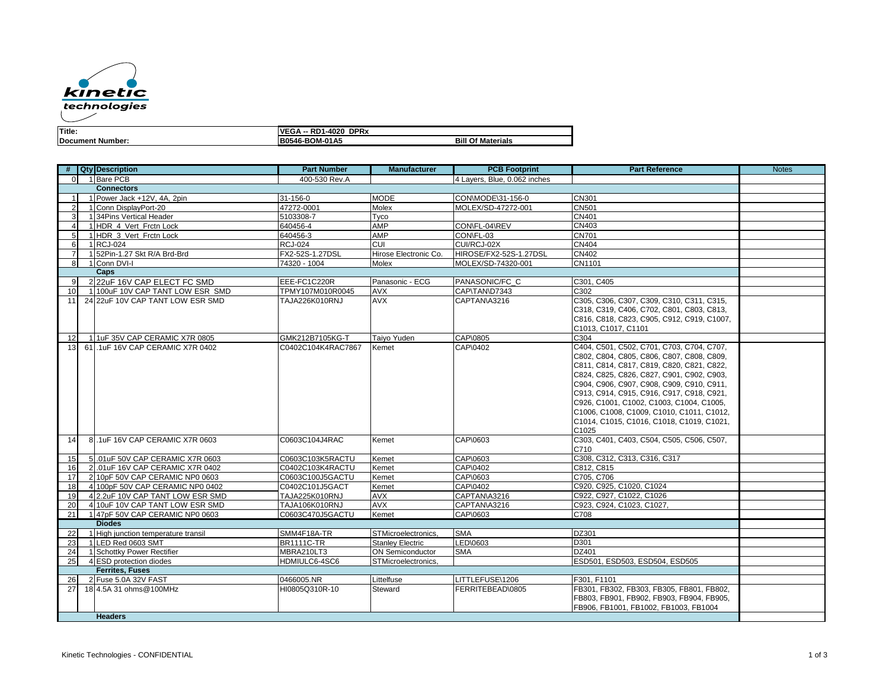kinetic technologies

| Title: | VEGA -- RD1-4020 DPRx | |
|---|---|---|
| Document Number: | B0546-BOM-01A5 | Bill Of Materials |

| # | Qty | Description | Part Number | Manufacturer | PCB Footprint | Part Reference | Notes |
|---|---|---|---|---|---|---|---|
| 0 | 1 | Bare PCB | 400-530 Rev.A | | 4 Layers, Blue, 0.062 inches | | |
| | | **Connectors** | | | | | |
| 1 | 1 | Power Jack +12V, 4A, 2pin | 31-156-0 | MODE | CON\MODE\31-156-0 | CN301 | |
| 2 | 1 | Conn DisplayPort-20 | 47272-0001 | Molex | MOLEX/SD-47272-001 | CN501 | |
| 3 | 1 | 34Pins Vertical Header | 5103308-7 | Tyco | | CN401 | |
| 4 | 1 | HDR_4_Vert_Frctn Lock | 640456-4 | AMP | CON\FL-04\REV | CN403 | |
| 5 | 1 | HDR_3_Vert_Frctn Lock | 640456-3 | AMP | CON\FL-03 | CN701 | |
| 6 | 1 | RCJ-024 | RCJ-024 | CUI | CUI/RCJ-02X | CN404 | |
| 7 | 1 | 52Pin-1.27 Skt R/A Brd-Brd | FX2-52S-1.27DSL | Hirose Electronic Co. | HIROSE/FX2-52S-1.27DSL | CN402 | |
| 8 | 1 | Conn DVI-I | 74320 - 1004 | Molex | MOLEX/SD-74320-001 | CN1101 | |
| | | **Caps** | | | | | |
| 9 | 2 | 22uF 16V CAP ELECT FC SMD | EEE-FC1C220R | Panasonic - ECG | PANASONIC/FC_C | C301, C405 | |
| 10 | 1 | 100uF 10V CAP TANT LOW ESR SMD | TPMY107M010R0045 | AVX | CAP\TAN\D7343 | C302 | |
| 11 | 24 | 22uF 10V CAP TANT LOW ESR SMD | TAJA226K010RNJ | AVX | CAPTAN\A3216 | C305, C306, C307, C309, C310, C311, C315, C318, C319, C406, C702, C801, C803, C813, C816, C818, C823, C905, C912, C919, C1007, C1013, C1017, C1101 | |
| 12 | 1 | 1uF 35V CAP CERAMIC X7R 0805 | GMK212B7105KG-T | Taiyo Yuden | CAP\0805 | C304 | |
| 13 | 61 | .1uF 16V CAP CERAMIC X7R 0402 | C0402C104K4RAC7867 | Kemet | CAP\0402 | C404, C501, C502, C701, C703, C704, C707, C802, C804, C805, C806, C807, C808, C809, C811, C814, C817, C819, C820, C821, C822, C824, C825, C826, C827, C901, C902, C903, C904, C906, C907, C908, C909, C910, C911, C913, C914, C915, C916, C917, C918, C921, C926, C1001, C1002, C1003, C1004, C1005, C1006, C1008, C1009, C1010, C1011, C1012, C1014, C1015, C1016, C1018, C1019, C1021, C1025 | |
| 14 | 8 | .1uF 16V CAP CERAMIC X7R 0603 | C0603C104J4RAC | Kemet | CAP\0603 | C303, C401, C403, C504, C505, C506, C507, C710 | |
| 15 | 5 | .01uF 50V CAP CERAMIC X7R 0603 | C0603C103K5RACTU | Kemet | CAP\0603 | C308, C312, C313, C316, C317 | |
| 16 | 2 | .01uF 16V CAP CERAMIC X7R 0402 | C0402C103K4RACTU | Kemet | CAP\0402 | C812, C815 | |
| 17 | 2 | 10pF 50V CAP CERAMIC NP0 0603 | C0603C100J5GACTU | Kemet | CAP\0603 | C705, C706 | |
| 18 | 4 | 100pF 50V CAP CERAMIC NP0 0402 | C0402C101J5GACT | Kemet | CAP\0402 | C920, C925, C1020, C1024 | |
| 19 | 4 | 2.2uF 10V CAP TANT LOW ESR SMD | TAJA225K010RNJ | AVX | CAPTAN\A3216 | C922, C927, C1022, C1026 | |
| 20 | 4 | 10uF 10V CAP TANT LOW ESR SMD | TAJA106K010RNJ | AVX | CAPTAN\A3216 | C923, C924, C1023, C1027, | |
| 21 | 1 | 47pF 50V CAP CERAMIC NP0 0603 | C0603C470J5GACTU | Kemet | CAP\0603 | C708 | |
| | | **Diodes** | | | | | |
| 22 | 1 | High junction temperature transil | SMM4F18A-TR | STMicroelectronics, | SMA | DZ301 | |
| 23 | 1 | LED Red 0603 SMT | BR1111C-TR | Stanley Electric | LED\0603 | D301 | |
| 24 | 1 | Schottky Power Rectifier | MBRA210LT3 | ON Semiconductor | SMA | DZ401 | |
| 25 | 4 | ESD protection diodes | HDMIULC6-4SC6 | STMicroelectronics, | | ESD501, ESD503, ESD504, ESD505 | |
| | | **Ferrites, Fuses** | | | | | |
| 26 | 2 | Fuse 5.0A 32V FAST | 0466005.NR | Littelfuse | LITTELFUSE\1206 | F301, F1101 | |
| 27 | 18 | 4.5A 31 ohms@100MHz | HI0805Q310R-10 | Steward | FERRITEBEAD\0805 | FB301, FB302, FB303, FB305, FB801, FB802, FB803, FB901, FB902, FB903, FB904, FB905, FB906, FB1001, FB1002, FB1003, FB1004 | |
| | | **Headers** | | | | | |

Kinetic Technologies - CONFIDENTIAL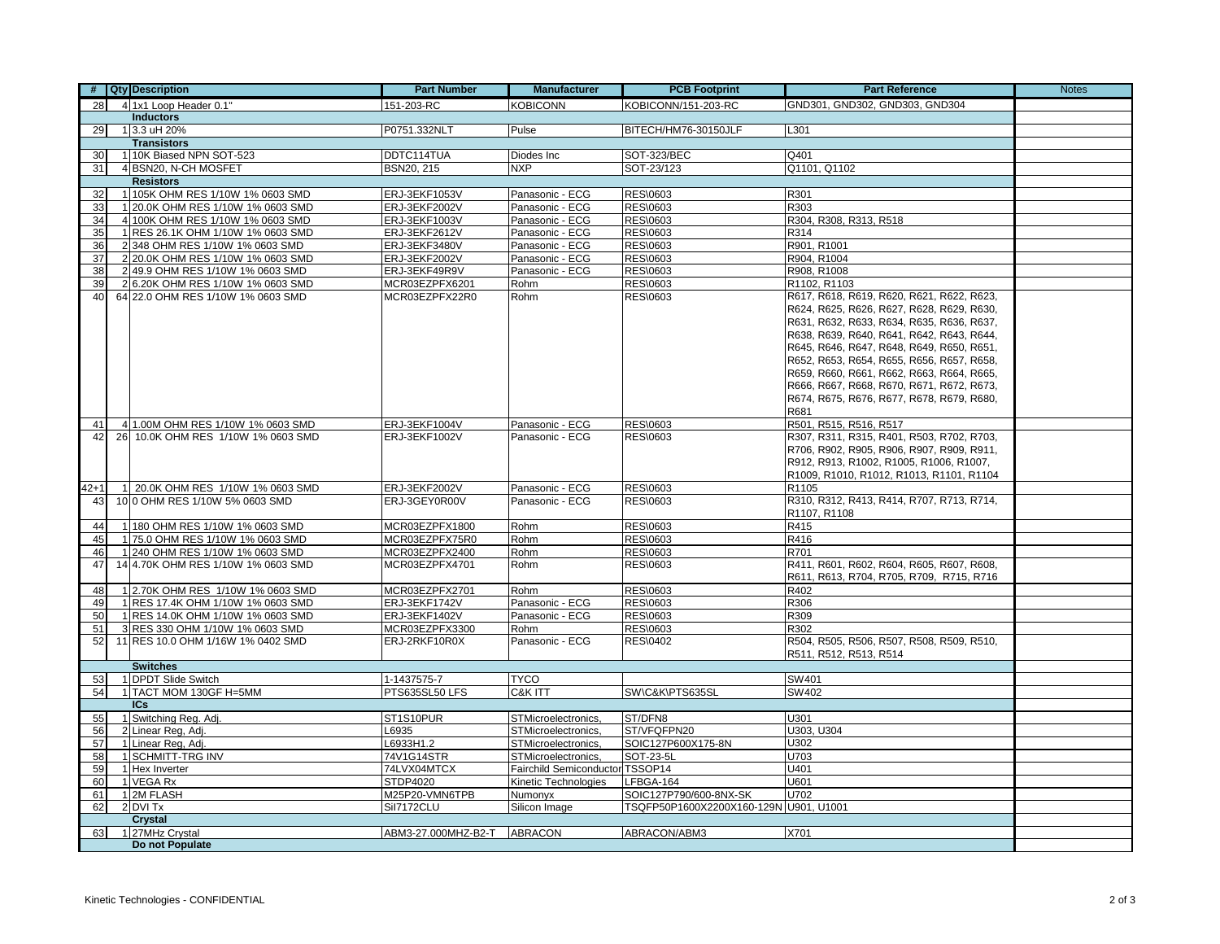| # | Qty | Description | Part Number | Manufacturer | PCB Footprint | Part Reference | Notes |
|---|---|---|---|---|---|---|---|
| 28 | 4 | 1x1 Loop Header 0.1" | 151-203-RC | KOBICONN | KOBICONN/151-203-RC | GND301, GND302, GND303, GND304 | |
| | | **Inductors** | | | | | |
| 29 | 1 | 3.3 uH 20% | P0751.332NLT | Pulse | BITECH/HM76-30150JLF | L301 | |
| | | **Transistors** | | | | | |
| 30 | 1 | 10K Biased NPN SOT-523 | DDTC114TUA | Diodes Inc | SOT-323/BEC | Q401 | |
| 31 | 4 | BSN20, N-CH MOSFET | BSN20, 215 | NXP | SOT-23/123 | Q1101, Q1102 | |
| | | **Resistors** | | | | | |
| 32 | 1 | 105K OHM RES 1/10W 1% 0603 SMD | ERJ-3EKF1053V | Panasonic - ECG | RES\0603 | R301 | |
| 33 | 1 | 20.0K OHM RES 1/10W 1% 0603 SMD | ERJ-3EKF2002V | Panasonic - ECG | RES\0603 | R303 | |
| 34 | 4 | 100K OHM RES 1/10W 1% 0603 SMD | ERJ-3EKF1003V | Panasonic - ECG | RES\0603 | R304, R308, R313, R518 | |
| 35 | 1 | RES 26.1K OHM 1/10W 1% 0603 SMD | ERJ-3EKF2612V | Panasonic - ECG | RES\0603 | R314 | |
| 36 | 2 | 348 OHM RES 1/10W 1% 0603 SMD | ERJ-3EKF3480V | Panasonic - ECG | RES\0603 | R901, R1001 | |
| 37 | 2 | 20.0K OHM RES 1/10W 1% 0603 SMD | ERJ-3EKF2002V | Panasonic - ECG | RES\0603 | R904, R1004 | |
| 38 | 2 | 49.9 OHM RES 1/10W 1% 0603 SMD | ERJ-3EKF49R9V | Panasonic - ECG | RES\0603 | R908, R1008 | |
| 39 | 2 | 6.20K OHM RES 1/10W 1% 0603 SMD | MCR03EZPFX6201 | Rohm | RES\0603 | R1102, R1103 | |
| 40 | 64 | 22.0 OHM RES 1/10W 1% 0603 SMD | MCR03EZPFX22R0 | Rohm | RES\0603 | R617, R618, R619, R620, R621, R622, R623, R624, R625, R626, R627, R628, R629, R630, R631, R632, R633, R634, R635, R636, R637, R638, R639, R640, R641, R642, R643, R644, R645, R646, R647, R648, R649, R650, R651, R652, R653, R654, R655, R656, R657, R658, R659, R660, R661, R662, R663, R664, R665, R666, R667, R668, R670, R671, R672, R673, R674, R675, R676, R677, R678, R679, R680, R681 | |
| 41 | 4 | 1.00M OHM RES 1/10W 1% 0603 SMD | ERJ-3EKF1004V | Panasonic - ECG | RES\0603 | R501, R515, R516, R517 | |
| 42 | 26 | 10.0K OHM RES 1/10W 1% 0603 SMD | ERJ-3EKF1002V | Panasonic - ECG | RES\0603 | R307, R311, R315, R401, R503, R702, R703, R706, R902, R905, R906, R907, R909, R911, R912, R913, R1002, R1005, R1006, R1007, R1009, R1010, R1012, R1013, R1101, R1104 | |
| 42+1 | 1 | 20.0K OHM RES 1/10W 1% 0603 SMD | ERJ-3EKF2002V | Panasonic - ECG | RES\0603 | R1105 | |
| 43 | 10 | 0 OHM RES 1/10W 5% 0603 SMD | ERJ-3GEY0R00V | Panasonic - ECG | RES\0603 | R310, R312, R413, R414, R707, R713, R714, R1107, R1108 | |
| 44 | 1 | 180 OHM RES 1/10W 1% 0603 SMD | MCR03EZPFX1800 | Rohm | RES\0603 | R415 | |
| 45 | 1 | 75.0 OHM RES 1/10W 1% 0603 SMD | MCR03EZPFX75R0 | Rohm | RES\0603 | R416 | |
| 46 | 1 | 240 OHM RES 1/10W 1% 0603 SMD | MCR03EZPFX2400 | Rohm | RES\0603 | R701 | |
| 47 | 14 | 4.70K OHM RES 1/10W 1% 0603 SMD | MCR03EZPFX4701 | Rohm | RES\0603 | R411, R601, R602, R604, R605, R607, R608, R611, R613, R704, R705, R709, R715, R716 | |
| 48 | 1 | 2.70K OHM RES 1/10W 1% 0603 SMD | MCR03EZPFX2701 | Rohm | RES\0603 | R402 | |
| 49 | 1 | RES 17.4K OHM 1/10W 1% 0603 SMD | ERJ-3EKF1742V | Panasonic - ECG | RES\0603 | R306 | |
| 50 | 1 | RES 14.0K OHM 1/10W 1% 0603 SMD | ERJ-3EKF1402V | Panasonic - ECG | RES\0603 | R309 | |
| 51 | 3 | RES 330 OHM 1/10W 1% 0603 SMD | MCR03EZPFX3300 | Rohm | RES\0603 | R302 | |
| 52 | 11 | RES 10.0 OHM 1/16W 1% 0402 SMD | ERJ-2RKF10R0X | Panasonic - ECG | RES\0402 | R504, R505, R506, R507, R508, R509, R510, R511, R512, R513, R514 | |
| | | **Switches** | | | | | |
| 53 | 1 | DPDT Slide Switch | 1-1437575-7 | TYCO | | SW401 | |
| 54 | 1 | TACT MOM 130GF H=5MM | PTS635SL50 LFS | C&K ITT | SW\C&K\PTS635SL | SW402 | |
| | | **ICs** | | | | | |
| 55 | 1 | Switching Reg. Adj. | ST1S10PUR | STMicroelectronics, | ST/DFN8 | U301 | |
| 56 | 2 | Linear Reg, Adj. | L6935 | STMicroelectronics, | ST/VFQFPN20 | U303, U304 | |
| 57 | 1 | Linear Reg, Adj. | L6933H1.2 | STMicroelectronics, | SOIC127P600X175-8N | U302 | |
| 58 | 1 | SCHMITT-TRG INV | 74V1G14STR | STMicroelectronics, | SOT-23-5L | U703 | |
| 59 | 1 | Hex Inverter | 74LVX04MTCX | Fairchild Semiconductor | TSSOP14 | U401 | |
| 60 | 1 | VEGA Rx | STDP4020 | Kinetic Technologies | LFBGA-164 | U601 | |
| 61 | 1 | 2M FLASH | M25P20-VMN6TPB | Numonyx | SOIC127P790/600-8NX-SK | U702 | |
| 62 | 2 | DVI Tx | SiI7172CLU | Silicon Image | TSQFP50P1600X2200X160-129N | U901, U1001 | |
| | | **Crystal** | | | | | |
| 63 | 1 | 27MHz Crystal | ABM3-27.000MHZ-B2-T | ABRACON | ABRACON/ABM3 | X701 | |
| | | **Do not Populate** | | | | | |

Kinetic Technologies - CONFIDENTIAL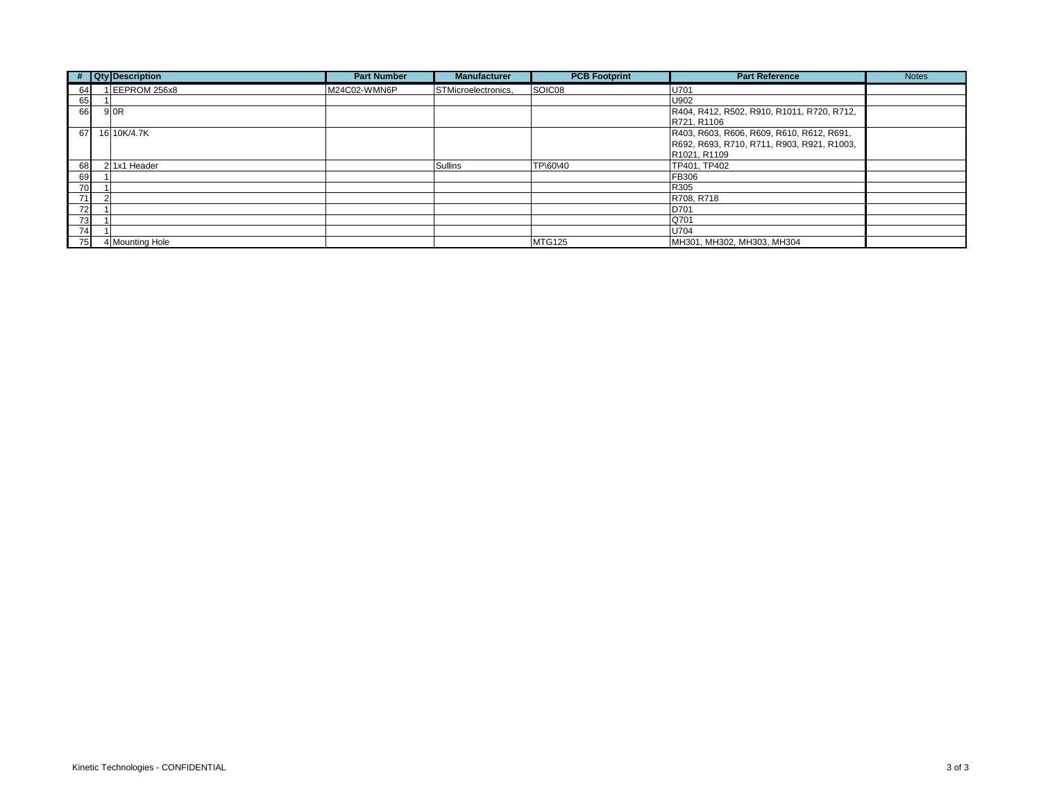| # | Qty | Description | Part Number | Manufacturer | PCB Footprint | Part Reference | Notes |
|---|---|---|---|---|---|---|---|
| 64 | 1 | EEPROM 256x8 | M24C02-WMN6P | STMicroelectronics, | SOIC08 | U701 | |
| 65 | 1 | | | | | U902 | |
| 66 | 9 | 0R | | | | R404, R412, R502, R910, R1011, R720, R712, R721, R1106 | |
| 67 | 16 | 10K/4.7K | | | | R403, R603, R606, R609, R610, R612, R691, R692, R693, R710, R711, R903, R921, R1003, R1021, R1109 | |
| 68 | 2 | 1x1 Header | | Sullins | TP\60\40 | TP401, TP402 | |
| 69 | 1 | | | | | FB306 | |
| 70 | 1 | | | | | R305 | |
| 71 | 2 | | | | | R708, R718 | |
| 72 | 1 | | | | | D701 | |
| 73 | 1 | | | | | Q701 | |
| 74 | 1 | | | | | U704 | |
| 75 | 4 | Mounting Hole | | | MTG125 | MH301, MH302, MH303, MH304 | |

Kinetic Technologies - CONFIDENTIAL